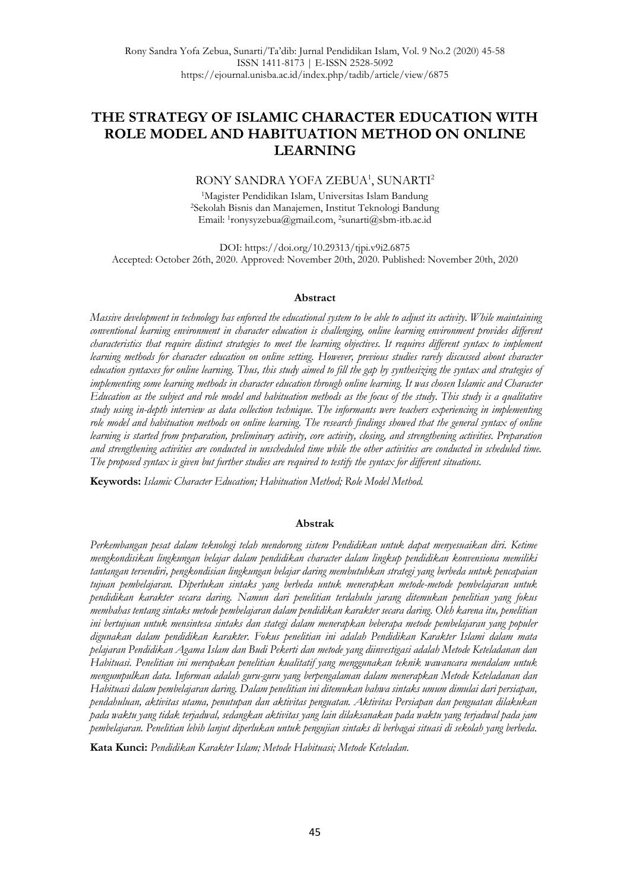# THE STRATEGY OF ISLAMIC CHARACTER EDUCATION WITH ROLE MODEL AND HABITUATION METHOD ON ONLINE LEARNING

RONY SANDRA YOFA ZEBUA[1], SUNARTI[2]

[1]Magister Pendidikan Islam, Universitas Islam Bandung
[2]Sekolah Bisnis dan Manajemen, Institut Teknologi Bandung
Email: [1]ronysyzebua@gmail.com, [2]sunarti@sbm-itb.ac.id

DOI: https://doi.org/10.29313/tjpi.v9i2.6875
Accepted: October 26th, 2020. Approved: November 20th, 2020. Published: November 20th, 2020

## Abstract

*Massive development in technology has enforced the educational system to be able to adjust its activity. While maintaining conventional learning environment in character education is challenging, online learning environment provides different characteristics that require distinct strategies to meet the learning objectives. It requires different syntax to implement learning methods for character education on online setting. However, previous studies rarely discussed about character education syntaxes for online learning. Thus, this study aimed to fill the gap by synthesizing the syntax and strategies of implementing some learning methods in character education through online learning. It was chosen Islamic and Character Education as the subject and role model and habituation methods as the focus of the study. This study is a qualitative study using in-depth interview as data collection technique. The informants were teachers experiencing in implementing role model and habituation methods on online learning. The research findings showed that the general syntax of online learning is started from preparation, preliminary activity, core activity, closing, and strengthening activities. Preparation and strengthening activities are conducted in unscheduled time while the other activities are conducted in scheduled time. The proposed syntax is given but further studies are required to testify the syntax for different situations.*

**Keywords:** *Islamic Character Education; Habituation Method; Role Model Method.*

## Abstrak

*Perkembangan pesat dalam teknologi telah mendorong sistem Pendidikan untuk dapat menyesuaikan diri. Ketime mengkondisikan lingkungan belajar dalam pendidikan character dalam lingkup pendidikan konvensiona memiliki tantangan tersendiri, pengkondisian lingkungan belajar daring membutuhkan strategi yang berbeda untuk pencapaian tujuan pembelajaran. Diperlukan sintaks yang berbeda untuk menerapkan metode-metode pembelajaran untuk pendidikan karakter secara daring. Namun dari penelitian terdahulu jarang ditemukan penelitian yang fokus membahas tentang sintaks metode pembelajaran dalam pendidikan karakter secara daring. Oleh karena itu, penelitian ini bertujuan untuk mensintesa sintaks dan stategi dalam menerapkan beberapa metode pembelajaran yang populer digunakan dalam pendidikan karakter. Fokus penelitian ini adalah Pendidikan Karakter Islami dalam mata pelajaran Pendidikan Agama Islam dan Budi Pekerti dan metode yang diinvestigasi adalah Metode Keteladanan dan Habituasi. Penelitian ini merupakan penelitian kualitatif yang menggunakan teknik wawancara mendalam untuk mengumpulkan data. Informan adalah guru-guru yang berpengalaman dalam menerapkan Metode Keteladanan dan Habituasi dalam pembelajaran daring. Dalam penelitian ini ditemukan bahwa sintaks umum dimulai dari persiapan, pendahuluan, aktivitas utama, penutupan dan aktivitas penguatan. Aktivitas Persiapan dan penguatan dilakukan pada waktu yang tidak terjadwal, sedangkan aktivitas yang lain dilaksanakan pada waktu yang terjadwal pada jam pembelajaran. Penelitian lebih lanjut diperlukan untuk pengujian sintaks di berbagai situasi di sekolah yang berbeda.*

**Kata Kunci:** *Pendidikan Karakter Islam; Metode Habituasi; Metode Keteladan.*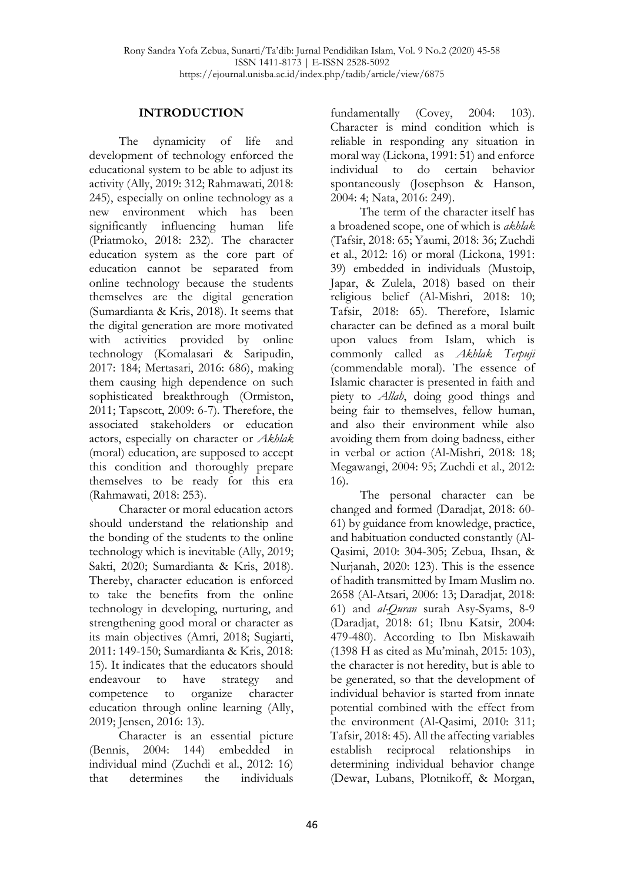## INTRODUCTION

The dynamicity of life and development of technology enforced the educational system to be able to adjust its activity (Ally, 2019: 312; Rahmawati, 2018: 245), especially on online technology as a new environment which has been significantly influencing human life (Priatmoko, 2018: 232). The character education system as the core part of education cannot be separated from online technology because the students themselves are the digital generation (Sumardianta & Kris, 2018). It seems that the digital generation are more motivated with activities provided by online technology (Komalasari & Saripudin, 2017: 184; Mertasari, 2016: 686), making them causing high dependence on such sophisticated breakthrough (Ormiston, 2011; Tapscott, 2009: 6-7). Therefore, the associated stakeholders or education actors, especially on character or *Akhlak* (moral) education, are supposed to accept this condition and thoroughly prepare themselves to be ready for this era (Rahmawati, 2018: 253).

Character or moral education actors should understand the relationship and the bonding of the students to the online technology which is inevitable (Ally, 2019; Sakti, 2020; Sumardianta & Kris, 2018). Thereby, character education is enforced to take the benefits from the online technology in developing, nurturing, and strengthening good moral or character as its main objectives (Amri, 2018; Sugiarti, 2011: 149-150; Sumardianta & Kris, 2018: 15). It indicates that the educators should endeavour to have strategy and competence to organize character education through online learning (Ally, 2019; Jensen, 2016: 13).

Character is an essential picture (Bennis, 2004: 144) embedded in individual mind (Zuchdi et al., 2012: 16) that determines the individuals fundamentally (Covey, 2004: 103). Character is mind condition which is reliable in responding any situation in moral way (Lickona, 1991: 51) and enforce individual to do certain behavior spontaneously (Josephson & Hanson, 2004: 4; Nata, 2016: 249).

The term of the character itself has a broadened scope, one of which is *akhlak* (Tafsir, 2018: 65; Yaumi, 2018: 36; Zuchdi et al., 2012: 16) or moral (Lickona, 1991: 39) embedded in individuals (Mustoip, Japar, & Zulela, 2018) based on their religious belief (Al-Mishri, 2018: 10; Tafsir, 2018: 65). Therefore, Islamic character can be defined as a moral built upon values from Islam, which is commonly called as *Akhlak Terpuji* (commendable moral). The essence of Islamic character is presented in faith and piety to *Allah*, doing good things and being fair to themselves, fellow human, and also their environment while also avoiding them from doing badness, either in verbal or action (Al-Mishri, 2018: 18; Megawangi, 2004: 95; Zuchdi et al., 2012: 16).

The personal character can be changed and formed (Daradjat, 2018: 60-61) by guidance from knowledge, practice, and habituation conducted constantly (Al-Qasimi, 2010: 304-305; Zebua, Ihsan, & Nurjanah, 2020: 123). This is the essence of hadith transmitted by Imam Muslim no. 2658 (Al-Atsari, 2006: 13; Daradjat, 2018: 61) and *al-Quran* surah Asy-Syams, 8-9 (Daradjat, 2018: 61; Ibnu Katsir, 2004: 479-480). According to Ibn Miskawaih (1398 H as cited as Mu'minah, 2015: 103), the character is not heredity, but is able to be generated, so that the development of individual behavior is started from innate potential combined with the effect from the environment (Al-Qasimi, 2010: 311; Tafsir, 2018: 45). All the affecting variables establish reciprocal relationships in determining individual behavior change (Dewar, Lubans, Plotnikoff, & Morgan,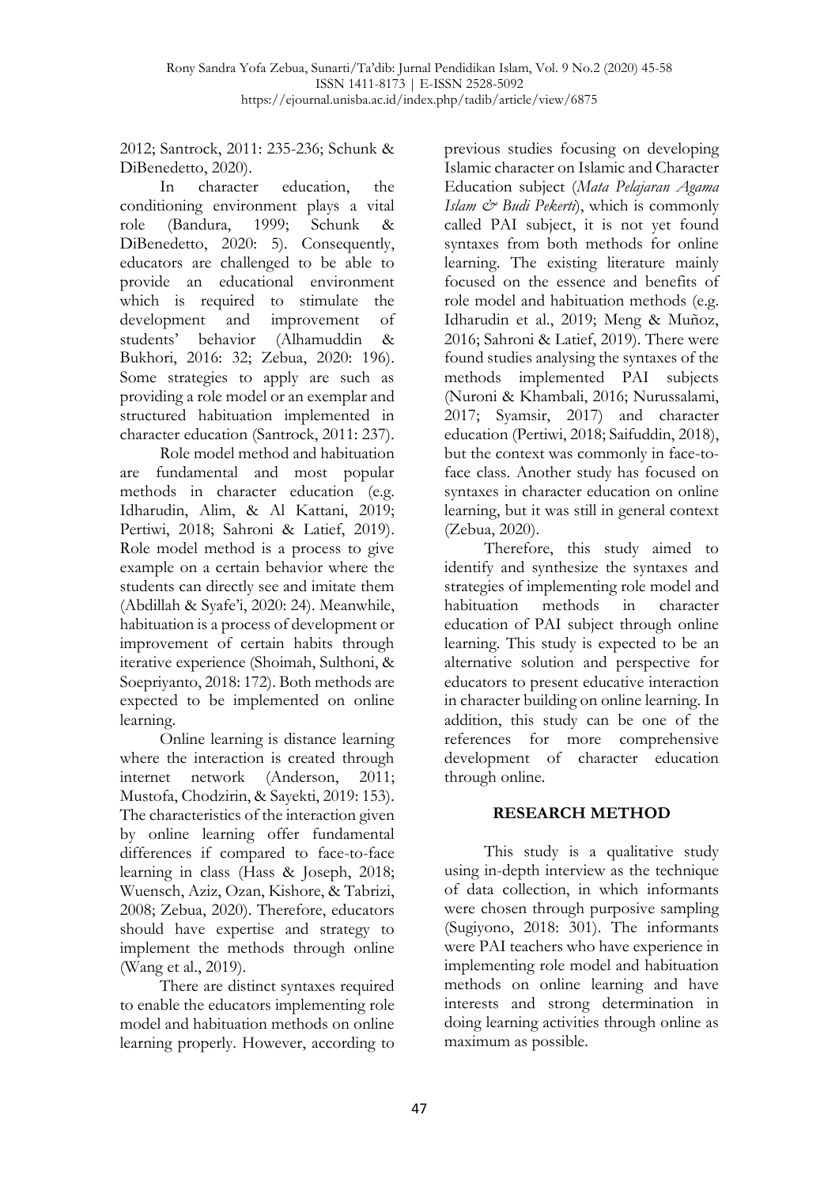2012; Santrock, 2011: 235-236; Schunk & DiBenedetto, 2020).

In character education, the conditioning environment plays a vital role (Bandura, 1999; Schunk & DiBenedetto, 2020: 5). Consequently, educators are challenged to be able to provide an educational environment which is required to stimulate the development and improvement of students' behavior (Alhamuddin & Bukhori, 2016: 32; Zebua, 2020: 196). Some strategies to apply are such as providing a role model or an exemplar and structured habituation implemented in character education (Santrock, 2011: 237).

Role model method and habituation are fundamental and most popular methods in character education (e.g. Idharudin, Alim, & Al Kattani, 2019; Pertiwi, 2018; Sahroni & Latief, 2019). Role model method is a process to give example on a certain behavior where the students can directly see and imitate them (Abdillah & Syafe'i, 2020: 24). Meanwhile, habituation is a process of development or improvement of certain habits through iterative experience (Shoimah, Sulthoni, & Soepriyanto, 2018: 172). Both methods are expected to be implemented on online learning.

Online learning is distance learning where the interaction is created through internet network (Anderson, 2011; Mustofa, Chodzirin, & Sayekti, 2019: 153). The characteristics of the interaction given by online learning offer fundamental differences if compared to face-to-face learning in class (Hass & Joseph, 2018; Wuensch, Aziz, Ozan, Kishore, & Tabrizi, 2008; Zebua, 2020). Therefore, educators should have expertise and strategy to implement the methods through online (Wang et al., 2019).

There are distinct syntaxes required to enable the educators implementing role model and habituation methods on online learning properly. However, according to previous studies focusing on developing Islamic character on Islamic and Character Education subject (*Mata Pelajaran Agama Islam & Budi Pekerti*), which is commonly called PAI subject, it is not yet found syntaxes from both methods for online learning. The existing literature mainly focused on the essence and benefits of role model and habituation methods (e.g. Idharudin et al., 2019; Meng & Muñoz, 2016; Sahroni & Latief, 2019). There were found studies analysing the syntaxes of the methods implemented PAI subjects (Nuroni & Khambali, 2016; Nurussalami, 2017; Syamsir, 2017) and character education (Pertiwi, 2018; Saifuddin, 2018), but the context was commonly in face-to-face class. Another study has focused on syntaxes in character education on online learning, but it was still in general context (Zebua, 2020).

Therefore, this study aimed to identify and synthesize the syntaxes and strategies of implementing role model and habituation methods in character education of PAI subject through online learning. This study is expected to be an alternative solution and perspective for educators to present educative interaction in character building on online learning. In addition, this study can be one of the references for more comprehensive development of character education through online.

## RESEARCH METHOD

This study is a qualitative study using in-depth interview as the technique of data collection, in which informants were chosen through purposive sampling (Sugiyono, 2018: 301). The informants were PAI teachers who have experience in implementing role model and habituation methods on online learning and have interests and strong determination in doing learning activities through online as maximum as possible.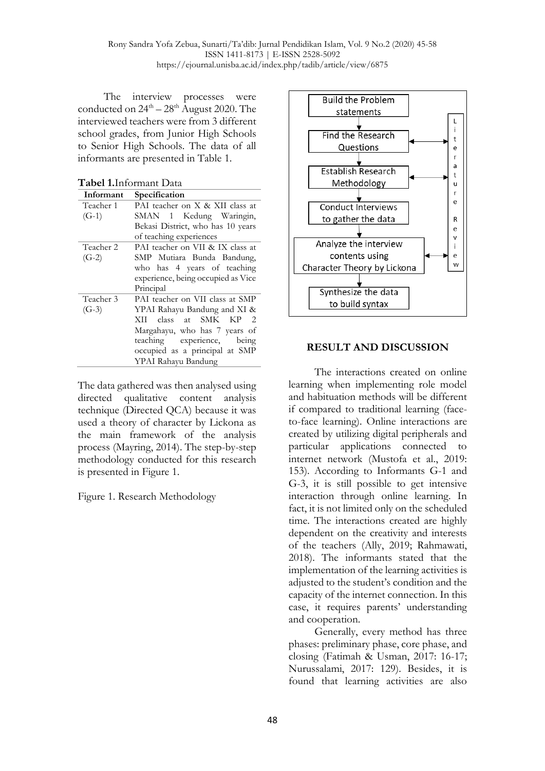The interview processes were conducted on 24th – 28th August 2020. The interviewed teachers were from 3 different school grades, from Junior High Schools to Senior High Schools. The data of all informants are presented in Table 1.

**Tabel 1.** Informant Data

| Informant | Specification |
|---|---|
| Teacher 1 (G-1) | PAI teacher on X & XII class at SMAN 1 Kedung Waringin, Bekasi District, who has 10 years of teaching experiences |
| Teacher 2 (G-2) | PAI teacher on VII & IX class at SMP Mutiara Bunda Bandung, who has 4 years of teaching experience, being occupied as Vice Principal |
| Teacher 3 (G-3) | PAI teacher on VII class at SMP YPAI Rahayu Bandung and XI & XII class at SMK KP 2 Margahayu, who has 7 years of teaching experience, being occupied as a principal at SMP YPAI Rahayu Bandung |

The data gathered was then analysed using directed qualitative content analysis technique (Directed QCA) because it was used a theory of character by Lickona as the main framework of the analysis process (Mayring, 2014). The step-by-step methodology conducted for this research is presented in Figure 1.

Figure 1. Research Methodology

Build the Problem statements → Find the Research Questions → Establish Research Methodology → Conduct Interviews to gather the data → Analyze the interview contents using Character Theory by Lickona → Synthesize the data to build syntax

Literature Review

## RESULT AND DISCUSSION

The interactions created on online learning when implementing role model and habituation methods will be different if compared to traditional learning (face-to-face learning). Online interactions are created by utilizing digital peripherals and particular applications connected to internet network (Mustofa et al., 2019: 153). According to Informants G-1 and G-3, it is still possible to get intensive interaction through online learning. In fact, it is not limited only on the scheduled time. The interactions created are highly dependent on the creativity and interests of the teachers (Ally, 2019; Rahmawati, 2018). The informants stated that the implementation of the learning activities is adjusted to the student's condition and the capacity of the internet connection. In this case, it requires parents' understanding and cooperation.

Generally, every method has three phases: preliminary phase, core phase, and closing (Fatimah & Usman, 2017: 16-17; Nurussalami, 2017: 129). Besides, it is found that learning activities are also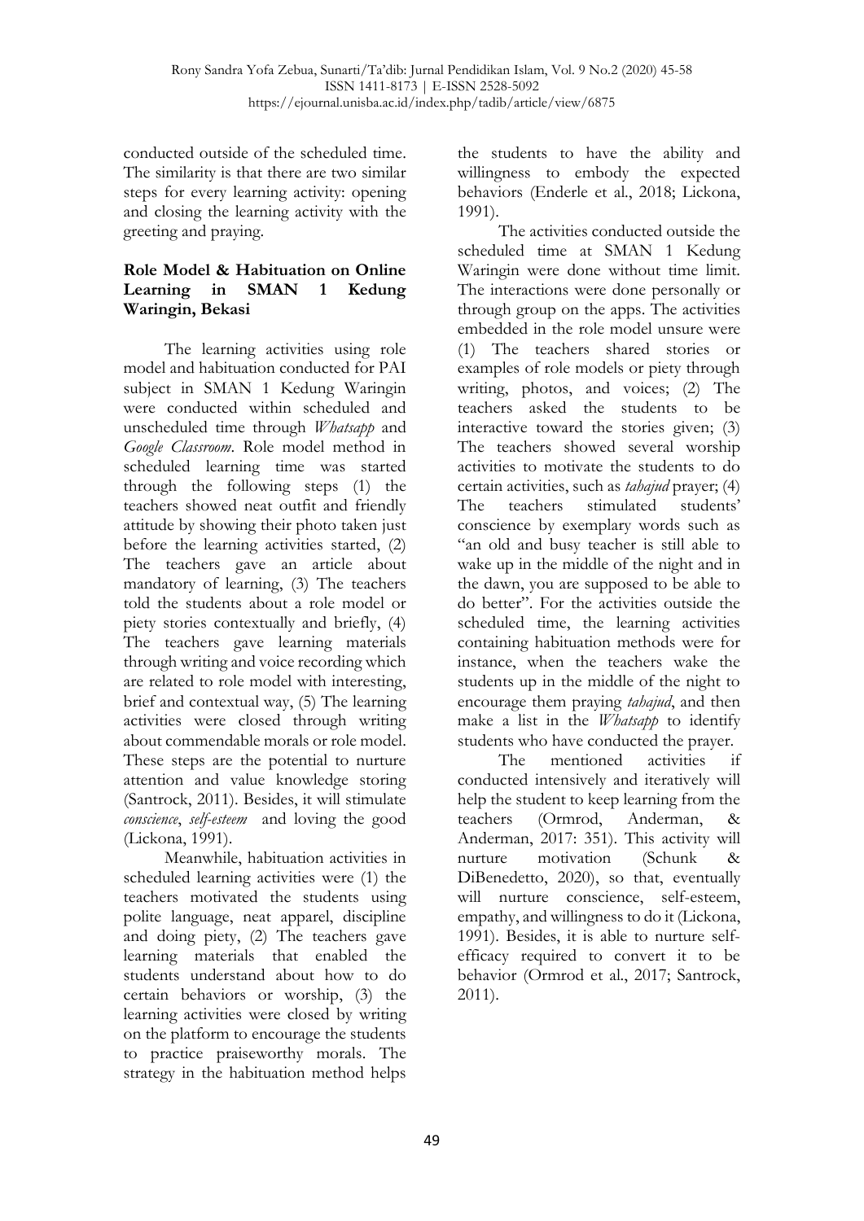conducted outside of the scheduled time. The similarity is that there are two similar steps for every learning activity: opening and closing the learning activity with the greeting and praying.

**Role Model & Habituation on Online Learning in SMAN 1 Kedung Waringin, Bekasi**

The learning activities using role model and habituation conducted for PAI subject in SMAN 1 Kedung Waringin were conducted within scheduled and unscheduled time through *Whatsapp* and *Google Classroom*. Role model method in scheduled learning time was started through the following steps (1) the teachers showed neat outfit and friendly attitude by showing their photo taken just before the learning activities started, (2) The teachers gave an article about mandatory of learning, (3) The teachers told the students about a role model or piety stories contextually and briefly, (4) The teachers gave learning materials through writing and voice recording which are related to role model with interesting, brief and contextual way, (5) The learning activities were closed through writing about commendable morals or role model. These steps are the potential to nurture attention and value knowledge storing (Santrock, 2011). Besides, it will stimulate *conscience*, *self-esteem* and loving the good (Lickona, 1991).

Meanwhile, habituation activities in scheduled learning activities were (1) the teachers motivated the students using polite language, neat apparel, discipline and doing piety, (2) The teachers gave learning materials that enabled the students understand about how to do certain behaviors or worship, (3) the learning activities were closed by writing on the platform to encourage the students to practice praiseworthy morals. The strategy in the habituation method helps the students to have the ability and willingness to embody the expected behaviors (Enderle et al., 2018; Lickona, 1991).

The activities conducted outside the scheduled time at SMAN 1 Kedung Waringin were done without time limit. The interactions were done personally or through group on the apps. The activities embedded in the role model unsure were (1) The teachers shared stories or examples of role models or piety through writing, photos, and voices; (2) The teachers asked the students to be interactive toward the stories given; (3) The teachers showed several worship activities to motivate the students to do certain activities, such as *tahajud* prayer; (4) The teachers stimulated students' conscience by exemplary words such as "an old and busy teacher is still able to wake up in the middle of the night and in the dawn, you are supposed to be able to do better". For the activities outside the scheduled time, the learning activities containing habituation methods were for instance, when the teachers wake the students up in the middle of the night to encourage them praying *tahajud*, and then make a list in the *Whatsapp* to identify students who have conducted the prayer.

The mentioned activities if conducted intensively and iteratively will help the student to keep learning from the teachers (Ormrod, Anderman, & Anderman, 2017: 351). This activity will nurture motivation (Schunk & DiBenedetto, 2020), so that, eventually will nurture conscience, self-esteem, empathy, and willingness to do it (Lickona, 1991). Besides, it is able to nurture self-efficacy required to convert it to be behavior (Ormrod et al., 2017; Santrock, 2011).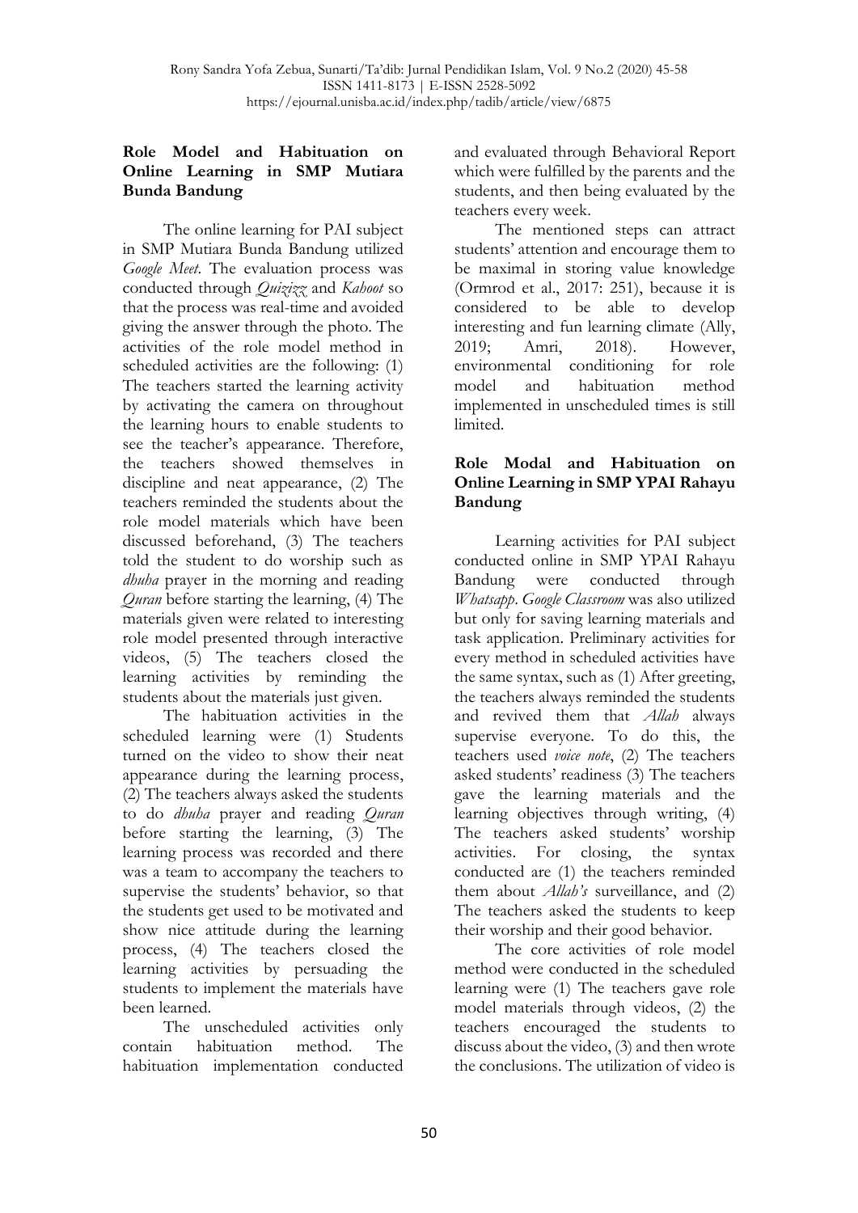### Role Model and Habituation on Online Learning in SMP Mutiara Bunda Bandung

The online learning for PAI subject in SMP Mutiara Bunda Bandung utilized *Google Meet*. The evaluation process was conducted through *Quizizz* and *Kahoot* so that the process was real-time and avoided giving the answer through the photo. The activities of the role model method in scheduled activities are the following: (1) The teachers started the learning activity by activating the camera on throughout the learning hours to enable students to see the teacher's appearance. Therefore, the teachers showed themselves in discipline and neat appearance, (2) The teachers reminded the students about the role model materials which have been discussed beforehand, (3) The teachers told the student to do worship such as *dhuha* prayer in the morning and reading *Quran* before starting the learning, (4) The materials given were related to interesting role model presented through interactive videos, (5) The teachers closed the learning activities by reminding the students about the materials just given.

The habituation activities in the scheduled learning were (1) Students turned on the video to show their neat appearance during the learning process, (2) The teachers always asked the students to do *dhuha* prayer and reading *Quran* before starting the learning, (3) The learning process was recorded and there was a team to accompany the teachers to supervise the students' behavior, so that the students get used to be motivated and show nice attitude during the learning process, (4) The teachers closed the learning activities by persuading the students to implement the materials have been learned.

The unscheduled activities only contain habituation method. The habituation implementation conducted and evaluated through Behavioral Report which were fulfilled by the parents and the students, and then being evaluated by the teachers every week.

The mentioned steps can attract students' attention and encourage them to be maximal in storing value knowledge (Ormrod et al., 2017: 251), because it is considered to be able to develop interesting and fun learning climate (Ally, 2019; Amri, 2018). However, environmental conditioning for role model and habituation method implemented in unscheduled times is still limited.

### Role Modal and Habituation on Online Learning in SMP YPAI Rahayu Bandung

Learning activities for PAI subject conducted online in SMP YPAI Rahayu Bandung were conducted through *Whatsapp*. *Google Classroom* was also utilized but only for saving learning materials and task application. Preliminary activities for every method in scheduled activities have the same syntax, such as (1) After greeting, the teachers always reminded the students and revived them that *Allah* always supervise everyone. To do this, the teachers used *voice note*, (2) The teachers asked students' readiness (3) The teachers gave the learning materials and the learning objectives through writing, (4) The teachers asked students' worship activities. For closing, the syntax conducted are (1) the teachers reminded them about *Allah's* surveillance, and (2) The teachers asked the students to keep their worship and their good behavior.

The core activities of role model method were conducted in the scheduled learning were (1) The teachers gave role model materials through videos, (2) the teachers encouraged the students to discuss about the video, (3) and then wrote the conclusions. The utilization of video is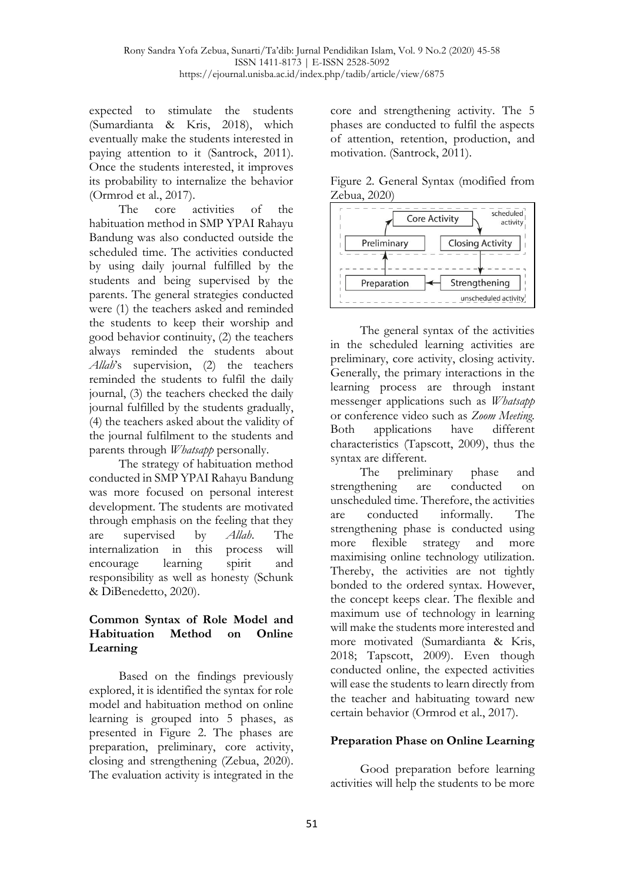expected to stimulate the students (Sumardianta & Kris, 2018), which eventually make the students interested in paying attention to it (Santrock, 2011). Once the students interested, it improves its probability to internalize the behavior (Ormrod et al., 2017).

The core activities of the habituation method in SMP YPAI Rahayu Bandung was also conducted outside the scheduled time. The activities conducted by using daily journal fulfilled by the students and being supervised by the parents. The general strategies conducted were (1) the teachers asked and reminded the students to keep their worship and good behavior continuity, (2) the teachers always reminded the students about *Allah*'s supervision, (2) the teachers reminded the students to fulfil the daily journal, (3) the teachers checked the daily journal fulfilled by the students gradually, (4) the teachers asked about the validity of the journal fulfilment to the students and parents through *Whatsapp* personally.

The strategy of habituation method conducted in SMP YPAI Rahayu Bandung was more focused on personal interest development. The students are motivated through emphasis on the feeling that they are supervised by *Allah*. The internalization in this process will encourage learning spirit and responsibility as well as honesty (Schunk & DiBenedetto, 2020).

### Common Syntax of Role Model and Habituation Method on Online Learning

Based on the findings previously explored, it is identified the syntax for role model and habituation method on online learning is grouped into 5 phases, as presented in Figure 2. The phases are preparation, preliminary, core activity, closing and strengthening (Zebua, 2020). The evaluation activity is integrated in the core and strengthening activity. The 5 phases are conducted to fulfil the aspects of attention, retention, production, and motivation. (Santrock, 2011).

Figure 2. General Syntax (modified from Zebua, 2020)

The general syntax of the activities in the scheduled learning activities are preliminary, core activity, closing activity. Generally, the primary interactions in the learning process are through instant messenger applications such as *Whatsapp* or conference video such as *Zoom Meeting*. Both applications have different characteristics (Tapscott, 2009), thus the syntax are different.

The preliminary phase and strengthening are conducted on unscheduled time. Therefore, the activities are conducted informally. The strengthening phase is conducted using more flexible strategy and more maximising online technology utilization. Thereby, the activities are not tightly bonded to the ordered syntax. However, the concept keeps clear. The flexible and maximum use of technology in learning will make the students more interested and more motivated (Sumardianta & Kris, 2018; Tapscott, 2009). Even though conducted online, the expected activities will ease the students to learn directly from the teacher and habituating toward new certain behavior (Ormrod et al., 2017).

### Preparation Phase on Online Learning

Good preparation before learning activities will help the students to be more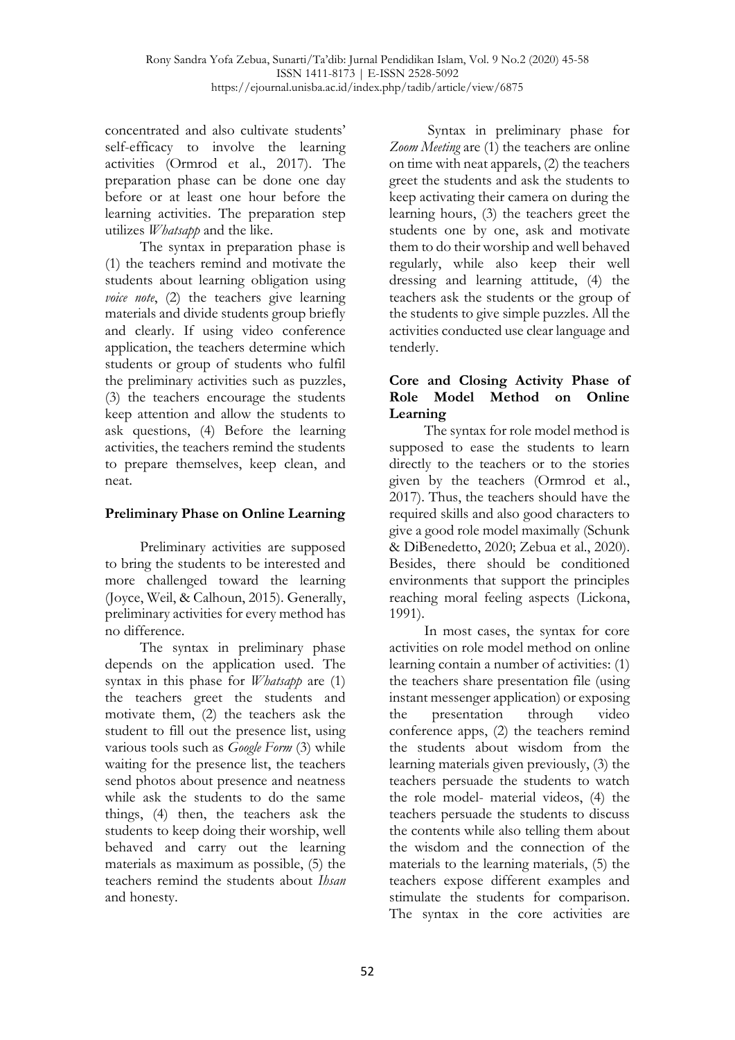concentrated and also cultivate students' self-efficacy to involve the learning activities (Ormrod et al., 2017). The preparation phase can be done one day before or at least one hour before the learning activities. The preparation step utilizes *Whatsapp* and the like.

The syntax in preparation phase is (1) the teachers remind and motivate the students about learning obligation using *voice note*, (2) the teachers give learning materials and divide students group briefly and clearly. If using video conference application, the teachers determine which students or group of students who fulfil the preliminary activities such as puzzles, (3) the teachers encourage the students keep attention and allow the students to ask questions, (4) Before the learning activities, the teachers remind the students to prepare themselves, keep clean, and neat.

**Preliminary Phase on Online Learning**

Preliminary activities are supposed to bring the students to be interested and more challenged toward the learning (Joyce, Weil, & Calhoun, 2015). Generally, preliminary activities for every method has no difference.

The syntax in preliminary phase depends on the application used. The syntax in this phase for *Whatsapp* are (1) the teachers greet the students and motivate them, (2) the teachers ask the student to fill out the presence list, using various tools such as *Google Form* (3) while waiting for the presence list, the teachers send photos about presence and neatness while ask the students to do the same things, (4) then, the teachers ask the students to keep doing their worship, well behaved and carry out the learning materials as maximum as possible, (5) the teachers remind the students about *Ihsan* and honesty.

Syntax in preliminary phase for *Zoom Meeting* are (1) the teachers are online on time with neat apparels, (2) the teachers greet the students and ask the students to keep activating their camera on during the learning hours, (3) the teachers greet the students one by one, ask and motivate them to do their worship and well behaved regularly, while also keep their well dressing and learning attitude, (4) the teachers ask the students or the group of the students to give simple puzzles. All the activities conducted use clear language and tenderly.

**Core and Closing Activity Phase of Role Model Method on Online Learning**

The syntax for role model method is supposed to ease the students to learn directly to the teachers or to the stories given by the teachers (Ormrod et al., 2017). Thus, the teachers should have the required skills and also good characters to give a good role model maximally (Schunk & DiBenedetto, 2020; Zebua et al., 2020). Besides, there should be conditioned environments that support the principles reaching moral feeling aspects (Lickona, 1991).

In most cases, the syntax for core activities on role model method on online learning contain a number of activities: (1) the teachers share presentation file (using instant messenger application) or exposing the presentation through video conference apps, (2) the teachers remind the students about wisdom from the learning materials given previously, (3) the teachers persuade the students to watch the role model- material videos, (4) the teachers persuade the students to discuss the contents while also telling them about the wisdom and the connection of the materials to the learning materials, (5) the teachers expose different examples and stimulate the students for comparison. The syntax in the core activities are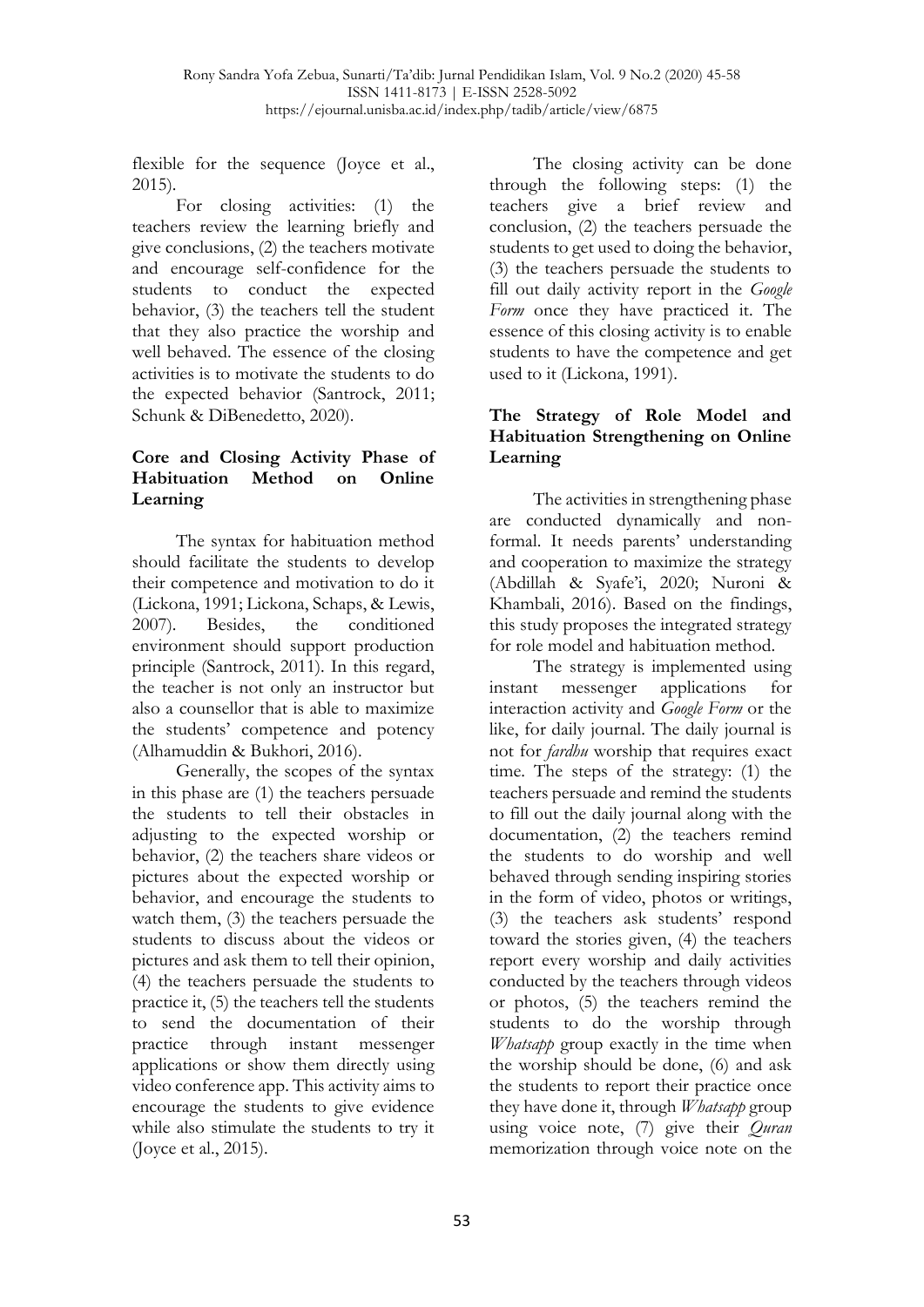flexible for the sequence (Joyce et al., 2015).

For closing activities: (1) the teachers review the learning briefly and give conclusions, (2) the teachers motivate and encourage self-confidence for the students to conduct the expected behavior, (3) the teachers tell the student that they also practice the worship and well behaved. The essence of the closing activities is to motivate the students to do the expected behavior (Santrock, 2011; Schunk & DiBenedetto, 2020).

## Core and Closing Activity Phase of Habituation Method on Online Learning

The syntax for habituation method should facilitate the students to develop their competence and motivation to do it (Lickona, 1991; Lickona, Schaps, & Lewis, 2007). Besides, the conditioned environment should support production principle (Santrock, 2011). In this regard, the teacher is not only an instructor but also a counsellor that is able to maximize the students' competence and potency (Alhamuddin & Bukhori, 2016).

Generally, the scopes of the syntax in this phase are (1) the teachers persuade the students to tell their obstacles in adjusting to the expected worship or behavior, (2) the teachers share videos or pictures about the expected worship or behavior, and encourage the students to watch them, (3) the teachers persuade the students to discuss about the videos or pictures and ask them to tell their opinion, (4) the teachers persuade the students to practice it, (5) the teachers tell the students to send the documentation of their practice through instant messenger applications or show them directly using video conference app. This activity aims to encourage the students to give evidence while also stimulate the students to try it (Joyce et al., 2015).

The closing activity can be done through the following steps: (1) the teachers give a brief review and conclusion, (2) the teachers persuade the students to get used to doing the behavior, (3) the teachers persuade the students to fill out daily activity report in the *Google Form* once they have practiced it. The essence of this closing activity is to enable students to have the competence and get used to it (Lickona, 1991).

## The Strategy of Role Model and Habituation Strengthening on Online Learning

The activities in strengthening phase are conducted dynamically and non-formal. It needs parents' understanding and cooperation to maximize the strategy (Abdillah & Syafe'i, 2020; Nuroni & Khambali, 2016). Based on the findings, this study proposes the integrated strategy for role model and habituation method.

The strategy is implemented using instant messenger applications for interaction activity and *Google Form* or the like, for daily journal. The daily journal is not for *fardhu* worship that requires exact time. The steps of the strategy: (1) the teachers persuade and remind the students to fill out the daily journal along with the documentation, (2) the teachers remind the students to do worship and well behaved through sending inspiring stories in the form of video, photos or writings, (3) the teachers ask students' respond toward the stories given, (4) the teachers report every worship and daily activities conducted by the teachers through videos or photos, (5) the teachers remind the students to do the worship through *Whatsapp* group exactly in the time when the worship should be done, (6) and ask the students to report their practice once they have done it, through *Whatsapp* group using voice note, (7) give their *Quran* memorization through voice note on the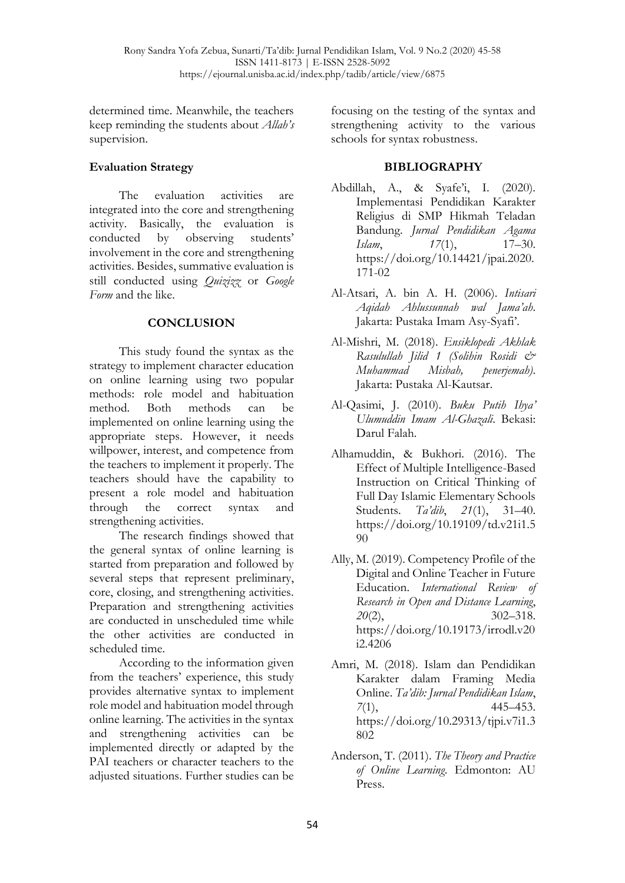determined time. Meanwhile, the teachers keep reminding the students about *Allah's* supervision.

**Evaluation Strategy**

The evaluation activities are integrated into the core and strengthening activity. Basically, the evaluation is conducted by observing students' involvement in the core and strengthening activities. Besides, summative evaluation is still conducted using *Quizizz* or *Google Form* and the like.

## CONCLUSION

This study found the syntax as the strategy to implement character education on online learning using two popular methods: role model and habituation method. Both methods can be implemented on online learning using the appropriate steps. However, it needs willpower, interest, and competence from the teachers to implement it properly. The teachers should have the capability to present a role model and habituation through the correct syntax and strengthening activities.

The research findings showed that the general syntax of online learning is started from preparation and followed by several steps that represent preliminary, core, closing, and strengthening activities. Preparation and strengthening activities are conducted in unscheduled time while the other activities are conducted in scheduled time.

According to the information given from the teachers' experience, this study provides alternative syntax to implement role model and habituation model through online learning. The activities in the syntax and strengthening activities can be implemented directly or adapted by the PAI teachers or character teachers to the adjusted situations. Further studies can be focusing on the testing of the syntax and strengthening activity to the various schools for syntax robustness.

## BIBLIOGRAPHY

Abdillah, A., & Syafe'i, I. (2020). Implementasi Pendidikan Karakter Religius di SMP Hikmah Teladan Bandung. *Jurnal Pendidikan Agama Islam*, *17*(1), 17–30. https://doi.org/10.14421/jpai.2020.171-02

Al-Atsari, A. bin A. H. (2006). *Intisari Aqidah Ahlussunnah wal Jama'ah*. Jakarta: Pustaka Imam Asy-Syafi'.

Al-Mishri, M. (2018). *Ensiklopedi Akhlak Rasulullah Jilid 1 (Solihin Rosidi & Muhammad Misbah, penerjemah)*. Jakarta: Pustaka Al-Kautsar.

Al-Qasimi, J. (2010). *Buku Putih Ihya' Ulumuddin Imam Al-Ghazali*. Bekasi: Darul Falah.

Alhamuddin, & Bukhori. (2016). The Effect of Multiple Intelligence-Based Instruction on Critical Thinking of Full Day Islamic Elementary Schools Students. *Ta'dib*, *21*(1), 31–40. https://doi.org/10.19109/td.v21i1.590

Ally, M. (2019). Competency Profile of the Digital and Online Teacher in Future Education. *International Review of Research in Open and Distance Learning*, *20*(2), 302–318. https://doi.org/10.19173/irrodl.v20i2.4206

Amri, M. (2018). Islam dan Pendidikan Karakter dalam Framing Media Online. *Ta'dib: Jurnal Pendidikan Islam*, *7*(1), 445–453. https://doi.org/10.29313/tjpi.v7i1.3802

Anderson, T. (2011). *The Theory and Practice of Online Learning*. Edmonton: AU Press.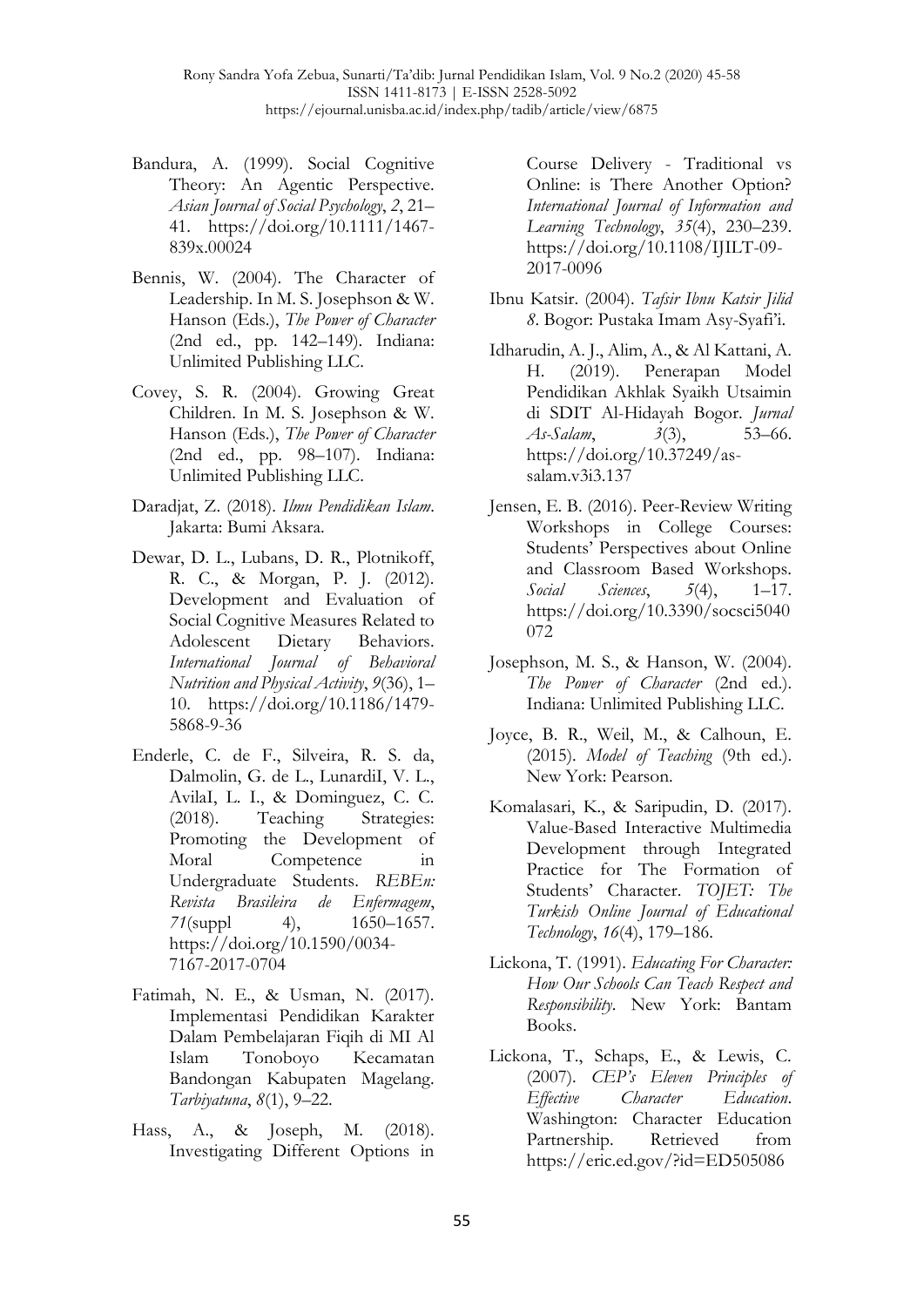Bandura, A. (1999). Social Cognitive Theory: An Agentic Perspective. *Asian Journal of Social Psychology*, *2*, 21–41. https://doi.org/10.1111/1467-839x.00024

Bennis, W. (2004). The Character of Leadership. In M. S. Josephson & W. Hanson (Eds.), *The Power of Character* (2nd ed., pp. 142–149). Indiana: Unlimited Publishing LLC.

Covey, S. R. (2004). Growing Great Children. In M. S. Josephson & W. Hanson (Eds.), *The Power of Character* (2nd ed., pp. 98–107). Indiana: Unlimited Publishing LLC.

Daradjat, Z. (2018). *Ilmu Pendidikan Islam*. Jakarta: Bumi Aksara.

Dewar, D. L., Lubans, D. R., Plotnikoff, R. C., & Morgan, P. J. (2012). Development and Evaluation of Social Cognitive Measures Related to Adolescent Dietary Behaviors. *International Journal of Behavioral Nutrition and Physical Activity*, *9*(36), 1–10. https://doi.org/10.1186/1479-5868-9-36

Enderle, C. de F., Silveira, R. S. da, Dalmolin, G. de L., LunardiI, V. L., AvilaI, L. I., & Dominguez, C. C. (2018). Teaching Strategies: Promoting the Development of Moral Competence in Undergraduate Students. *REBEn: Revista Brasileira de Enfermagem*, *71*(suppl 4), 1650–1657. https://doi.org/10.1590/0034-7167-2017-0704

Fatimah, N. E., & Usman, N. (2017). Implementasi Pendidikan Karakter Dalam Pembelajaran Fiqih di MI Al Islam Tonoboyo Kecamatan Bandongan Kabupaten Magelang. *Tarbiyatuna*, *8*(1), 9–22.

Hass, A., & Joseph, M. (2018). Investigating Different Options in Course Delivery - Traditional vs Online: is There Another Option? *International Journal of Information and Learning Technology*, *35*(4), 230–239. https://doi.org/10.1108/IJILT-09-2017-0096

Ibnu Katsir. (2004). *Tafsir Ibnu Katsir Jilid 8*. Bogor: Pustaka Imam Asy-Syafi'i.

Idharudin, A. J., Alim, A., & Al Kattani, A. H. (2019). Penerapan Model Pendidikan Akhlak Syaikh Utsaimin di SDIT Al-Hidayah Bogor. *Jurnal As-Salam*, *3*(3), 53–66. https://doi.org/10.37249/as-salam.v3i3.137

Jensen, E. B. (2016). Peer-Review Writing Workshops in College Courses: Students' Perspectives about Online and Classroom Based Workshops. *Social Sciences*, *5*(4), 1–17. https://doi.org/10.3390/socsci5040072

Josephson, M. S., & Hanson, W. (2004). *The Power of Character* (2nd ed.). Indiana: Unlimited Publishing LLC.

Joyce, B. R., Weil, M., & Calhoun, E. (2015). *Model of Teaching* (9th ed.). New York: Pearson.

Komalasari, K., & Saripudin, D. (2017). Value-Based Interactive Multimedia Development through Integrated Practice for The Formation of Students' Character. *TOJET: The Turkish Online Journal of Educational Technology*, *16*(4), 179–186.

Lickona, T. (1991). *Educating For Character: How Our Schools Can Teach Respect and Responsibility*. New York: Bantam Books.

Lickona, T., Schaps, E., & Lewis, C. (2007). *CEP's Eleven Principles of Effective Character Education*. Washington: Character Education Partnership. Retrieved from https://eric.ed.gov/?id=ED505086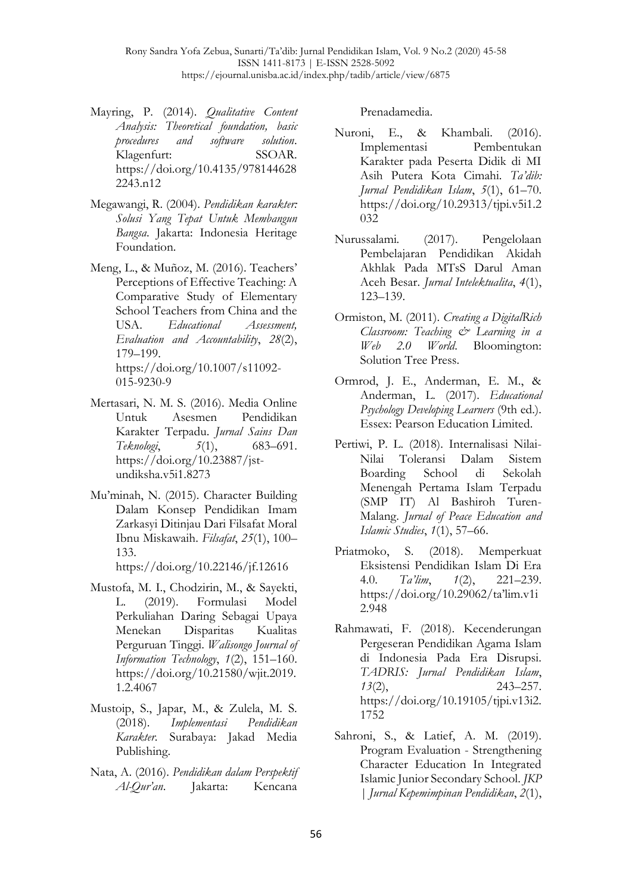Mayring, P. (2014). *Qualitative Content Analysis: Theoretical foundation, basic procedures and software solution*. Klagenfurt: SSOAR. https://doi.org/10.4135/9781446282243.n12

Megawangi, R. (2004). *Pendidikan karakter: Solusi Yang Tepat Untuk Membangun Bangsa*. Jakarta: Indonesia Heritage Foundation.

Meng, L., & Muñoz, M. (2016). Teachers' Perceptions of Effective Teaching: A Comparative Study of Elementary School Teachers from China and the USA. *Educational Assessment, Evaluation and Accountability*, *28*(2), 179–199. https://doi.org/10.1007/s11092-015-9230-9

Mertasari, N. M. S. (2016). Media Online Untuk Asesmen Pendidikan Karakter Terpadu. *Jurnal Sains Dan Teknologi*, *5*(1), 683–691. https://doi.org/10.23887/jst-undiksha.v5i1.8273

Mu'minah, N. (2015). Character Building Dalam Konsep Pendidikan Imam Zarkasyi Ditinjau Dari Filsafat Moral Ibnu Miskawaih. *Filsafat*, *25*(1), 100–133. https://doi.org/10.22146/jf.12616

Mustofa, M. I., Chodzirin, M., & Sayekti, L. (2019). Formulasi Model Perkuliahan Daring Sebagai Upaya Menekan Disparitas Kualitas Perguruan Tinggi. *Walisongo Journal of Information Technology*, *1*(2), 151–160. https://doi.org/10.21580/wjit.2019.1.2.4067

Mustoip, S., Japar, M., & Zulela, M. S. (2018). *Implementasi Pendidikan Karakter*. Surabaya: Jakad Media Publishing.

Nata, A. (2016). *Pendidikan dalam Perspektif Al-Qur'an*. Jakarta: Kencana Prenadamedia.

Nuroni, E., & Khambali. (2016). Implementasi Pembentukan Karakter pada Peserta Didik di MI Asih Putera Kota Cimahi. *Ta'dib: Jurnal Pendidikan Islam*, *5*(1), 61–70. https://doi.org/10.29313/tjpi.v5i1.2032

Nurussalami. (2017). Pengelolaan Pembelajaran Pendidikan Akidah Akhlak Pada MTsS Darul Aman Aceh Besar. *Jurnal Intelektualita*, *4*(1), 123–139.

Ormiston, M. (2011). *Creating a DigitalRich Classroom: Teaching & Learning in a Web 2.0 World*. Bloomington: Solution Tree Press.

Ormrod, J. E., Anderman, E. M., & Anderman, L. (2017). *Educational Psychology Developing Learners* (9th ed.). Essex: Pearson Education Limited.

Pertiwi, P. L. (2018). Internalisasi Nilai-Nilai Toleransi Dalam Sistem Boarding School di Sekolah Menengah Pertama Islam Terpadu (SMP IT) Al Bashiroh Turen-Malang. *Jurnal of Peace Education and Islamic Studies*, *1*(1), 57–66.

Priatmoko, S. (2018). Memperkuat Eksistensi Pendidikan Islam Di Era 4.0. *Ta'lim*, *1*(2), 221–239. https://doi.org/10.29062/ta'lim.v1i2.948

Rahmawati, F. (2018). Kecenderungan Pergeseran Pendidikan Agama Islam di Indonesia Pada Era Disrupsi. *TADRIS: Jurnal Pendidikan Islam*, *13*(2), 243–257. https://doi.org/10.19105/tjpi.v13i2.1752

Sahroni, S., & Latief, A. M. (2019). Program Evaluation - Strengthening Character Education In Integrated Islamic Junior Secondary School. *JKP | Jurnal Kepemimpinan Pendidikan*, *2*(1),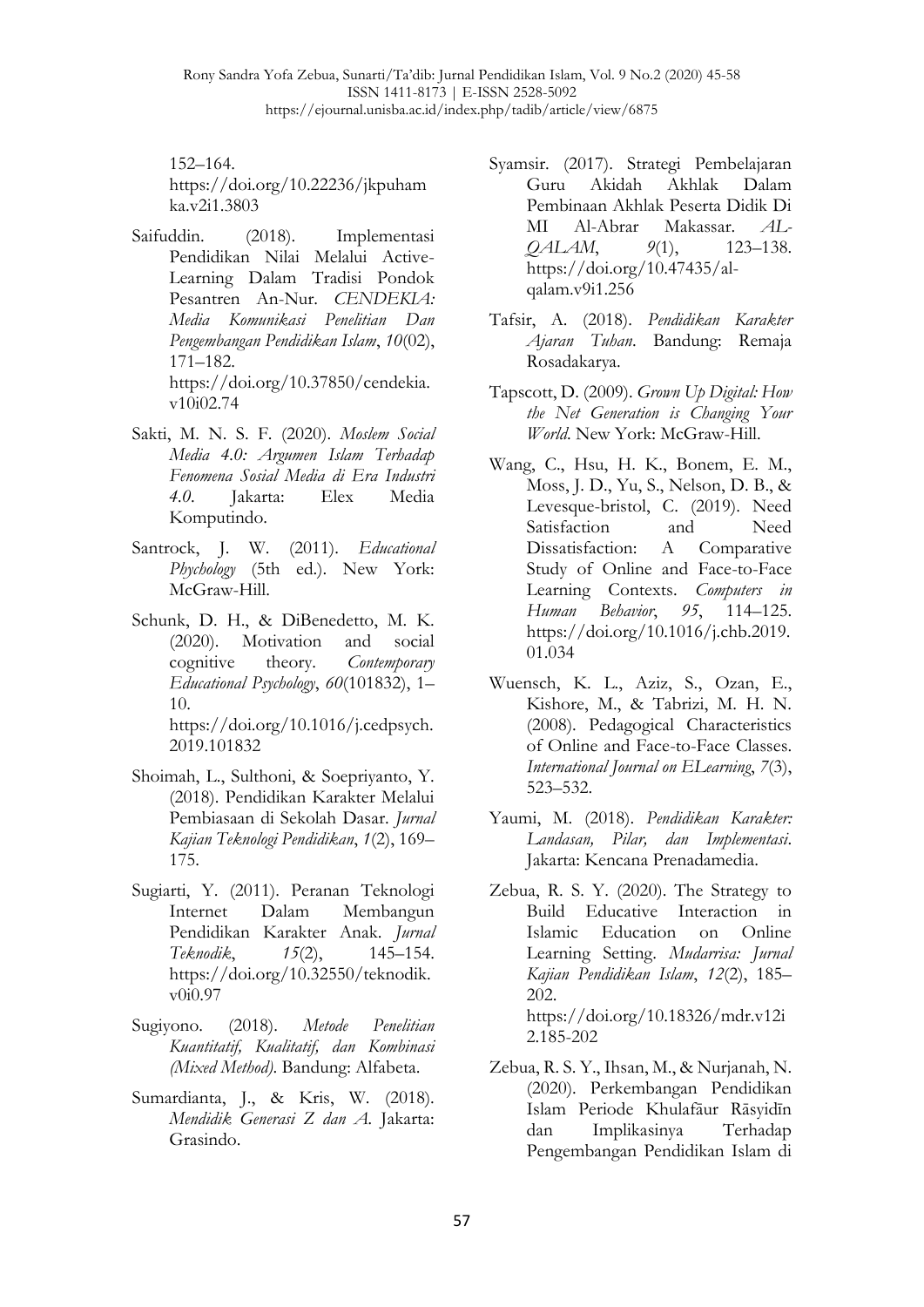152–164. https://doi.org/10.22236/jkpuhamka.v2i1.3803

Saifuddin. (2018). Implementasi Pendidikan Nilai Melalui Active-Learning Dalam Tradisi Pondok Pesantren An-Nur. *CENDEKIA: Media Komunikasi Penelitian Dan Pengembangan Pendidikan Islam*, *10*(02), 171–182. https://doi.org/10.37850/cendekia.v10i02.74

Sakti, M. N. S. F. (2020). *Moslem Social Media 4.0: Argumen Islam Terhadap Fenomena Sosial Media di Era Industri 4.0*. Jakarta: Elex Media Komputindo.

Santrock, J. W. (2011). *Educational Phychology* (5th ed.). New York: McGraw-Hill.

Schunk, D. H., & DiBenedetto, M. K. (2020). Motivation and social cognitive theory. *Contemporary Educational Psychology*, *60*(101832), 1–10. https://doi.org/10.1016/j.cedpsych.2019.101832

Shoimah, L., Sulthoni, & Soepriyanto, Y. (2018). Pendidikan Karakter Melalui Pembiasaan di Sekolah Dasar. *Jurnal Kajian Teknologi Pendidikan*, *1*(2), 169–175.

Sugiarti, Y. (2011). Peranan Teknologi Internet Dalam Membangun Pendidikan Karakter Anak. *Jurnal Teknodik*, *15*(2), 145–154. https://doi.org/10.32550/teknodik.v0i0.97

Sugiyono. (2018). *Metode Penelitian Kuantitatif, Kualitatif, dan Kombinasi (Mixed Method)*. Bandung: Alfabeta.

Sumardianta, J., & Kris, W. (2018). *Mendidik Generasi Z dan A*. Jakarta: Grasindo.

Syamsir. (2017). Strategi Pembelajaran Guru Akidah Akhlak Dalam Pembinaan Akhlak Peserta Didik Di MI Al-Abrar Makassar. *AL-QALAM*, *9*(1), 123–138. https://doi.org/10.47435/al-qalam.v9i1.256

Tafsir, A. (2018). *Pendidikan Karakter Ajaran Tuhan*. Bandung: Remaja Rosadakarya.

Tapscott, D. (2009). *Grown Up Digital: How the Net Generation is Changing Your World*. New York: McGraw-Hill.

Wang, C., Hsu, H. K., Bonem, E. M., Moss, J. D., Yu, S., Nelson, D. B., & Levesque-bristol, C. (2019). Need Satisfaction and Need Dissatisfaction: A Comparative Study of Online and Face-to-Face Learning Contexts. *Computers in Human Behavior*, *95*, 114–125. https://doi.org/10.1016/j.chb.2019.01.034

Wuensch, K. L., Aziz, S., Ozan, E., Kishore, M., & Tabrizi, M. H. N. (2008). Pedagogical Characteristics of Online and Face-to-Face Classes. *International Journal on ELearning*, *7*(3), 523–532.

Yaumi, M. (2018). *Pendidikan Karakter: Landasan, Pilar, dan Implementasi*. Jakarta: Kencana Prenadamedia.

Zebua, R. S. Y. (2020). The Strategy to Build Educative Interaction in Islamic Education on Online Learning Setting. *Mudarrisa: Jurnal Kajian Pendidikan Islam*, *12*(2), 185–202. https://doi.org/10.18326/mdr.v12i2.185-202

Zebua, R. S. Y., Ihsan, M., & Nurjanah, N. (2020). Perkembangan Pendidikan Islam Periode Khulafāur Rāsyidīn dan Implikasinya Terhadap Pengembangan Pendidikan Islam di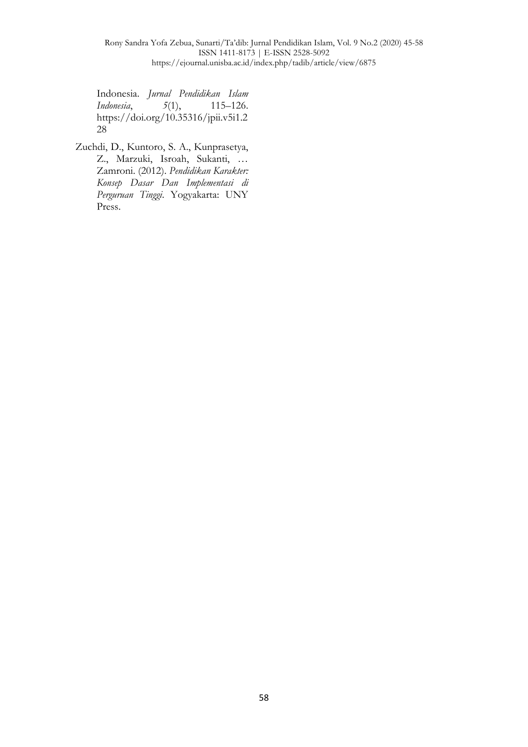Indonesia. *Jurnal Pendidikan Islam Indonesia*, *5*(1), 115–126. https://doi.org/10.35316/jpii.v5i1.228

Zuchdi, D., Kuntoro, S. A., Kunprasetya, Z., Marzuki, Isroah, Sukanti, … Zamroni. (2012). *Pendidikan Karakter: Konsep Dasar Dan Implementasi di Perguruan Tinggi*. Yogyakarta: UNY Press.